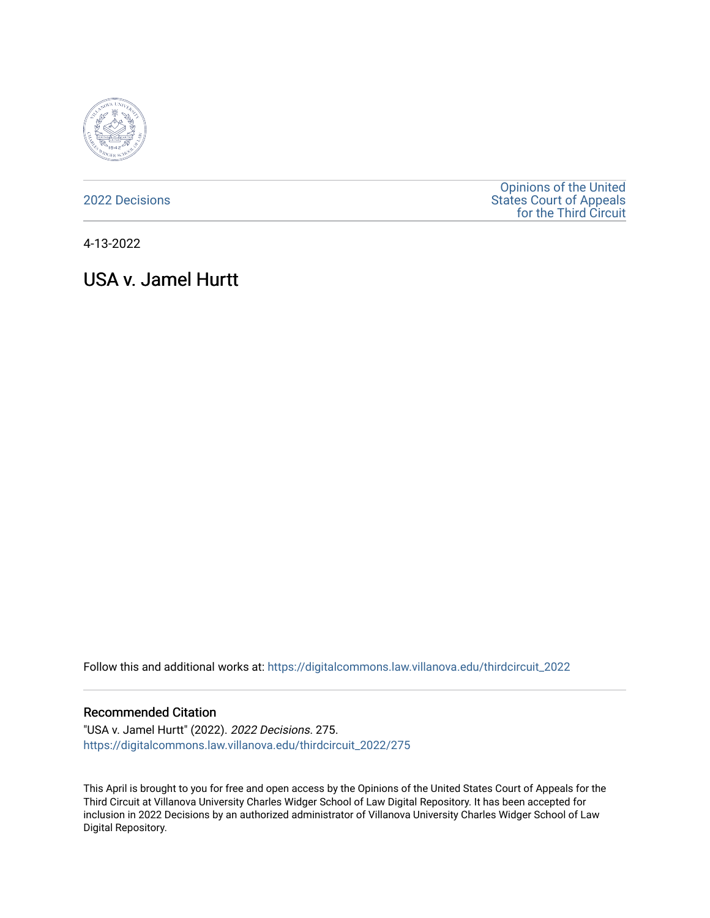2022 Decisions

Opinions of the United States Court of Appeals for the Third Circuit

4-13-2022

# USA v. Jamel Hurtt

Follow this and additional works at: https://digitalcommons.law.villanova.edu/thirdcircuit_2022

## Recommended Citation

"USA v. Jamel Hurtt" (2022). *2022 Decisions*. 275.
https://digitalcommons.law.villanova.edu/thirdcircuit_2022/275

This April is brought to you for free and open access by the Opinions of the United States Court of Appeals for the Third Circuit at Villanova University Charles Widger School of Law Digital Repository. It has been accepted for inclusion in 2022 Decisions by an authorized administrator of Villanova University Charles Widger School of Law Digital Repository.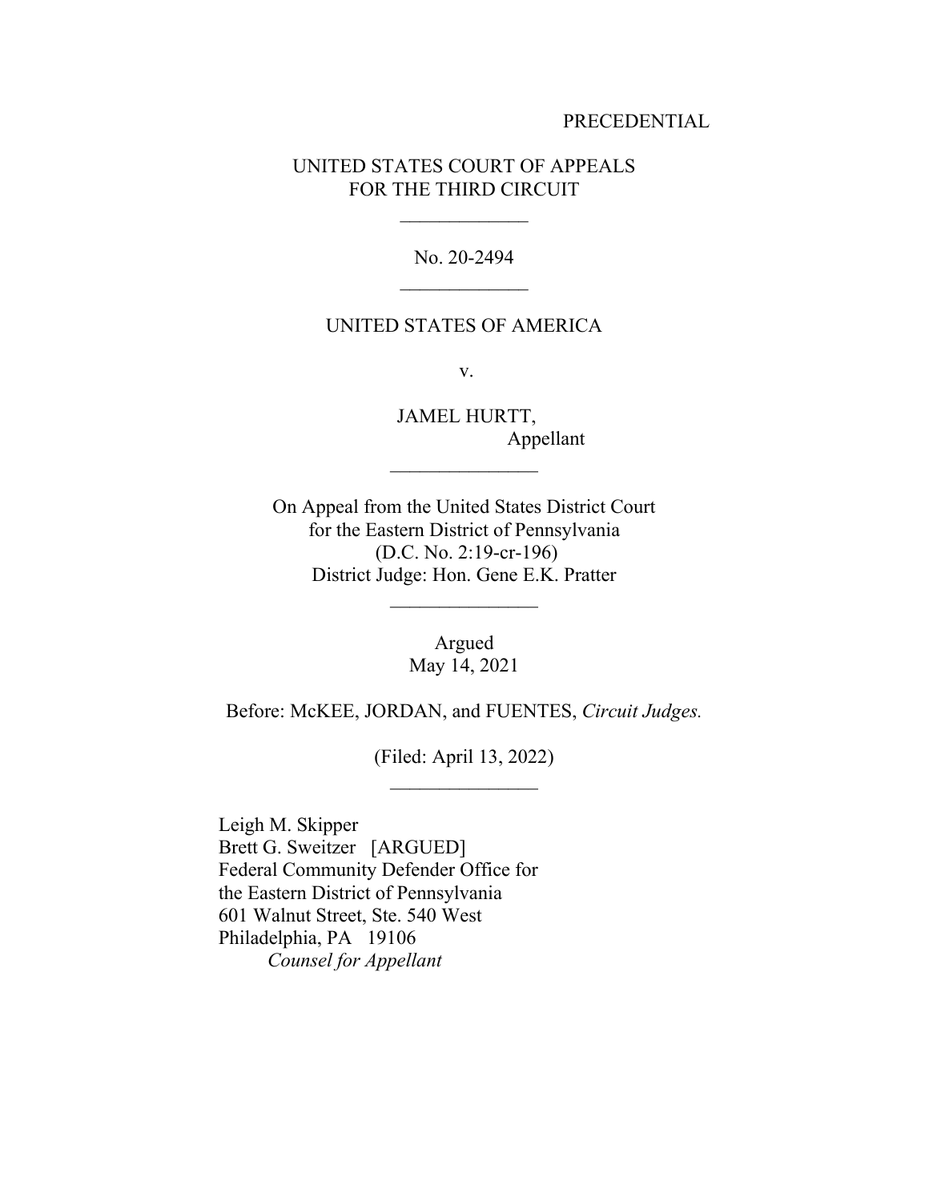PRECEDENTIAL

UNITED STATES COURT OF APPEALS
FOR THE THIRD CIRCUIT

\_\_\_\_\_\_\_\_\_\_\_\_\_

No. 20-2494

\_\_\_\_\_\_\_\_\_\_\_\_\_

UNITED STATES OF AMERICA

v.

JAMEL HURTT,
Appellant

\_\_\_\_\_\_\_\_\_\_\_\_\_\_\_

On Appeal from the United States District Court
for the Eastern District of Pennsylvania
(D.C. No. 2:19-cr-196)
District Judge: Hon. Gene E.K. Pratter

\_\_\_\_\_\_\_\_\_\_\_\_\_\_\_

Argued
May 14, 2021

Before: McKEE, JORDAN, and FUENTES, *Circuit Judges.*

(Filed: April 13, 2022)

\_\_\_\_\_\_\_\_\_\_\_\_\_\_\_

Leigh M. Skipper
Brett G. Sweitzer [ARGUED]
Federal Community Defender Office for
the Eastern District of Pennsylvania
601 Walnut Street, Ste. 540 West
Philadelphia, PA 19106
*Counsel for Appellant*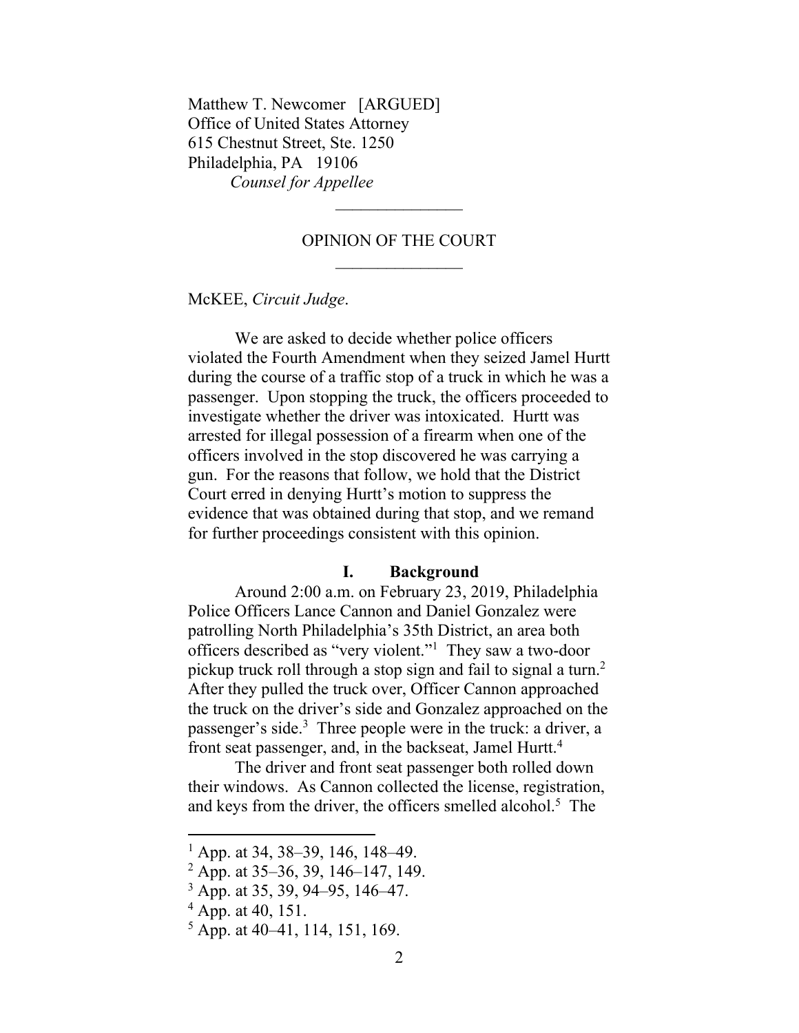Matthew T. Newcomer [ARGUED]
Office of United States Attorney
615 Chestnut Street, Ste. 1250
Philadelphia, PA 19106
*Counsel for Appellee*

---

OPINION OF THE COURT

---

McKEE, *Circuit Judge*.

We are asked to decide whether police officers violated the Fourth Amendment when they seized Jamel Hurtt during the course of a traffic stop of a truck in which he was a passenger. Upon stopping the truck, the officers proceeded to investigate whether the driver was intoxicated. Hurtt was arrested for illegal possession of a firearm when one of the officers involved in the stop discovered he was carrying a gun. For the reasons that follow, we hold that the District Court erred in denying Hurtt's motion to suppress the evidence that was obtained during that stop, and we remand for further proceedings consistent with this opinion.

## I. Background

Around 2:00 a.m. on February 23, 2019, Philadelphia Police Officers Lance Cannon and Daniel Gonzalez were patrolling North Philadelphia's 35th District, an area both officers described as "very violent."[1] They saw a two-door pickup truck roll through a stop sign and fail to signal a turn.[2] After they pulled the truck over, Officer Cannon approached the truck on the driver's side and Gonzalez approached on the passenger's side.[3] Three people were in the truck: a driver, a front seat passenger, and, in the backseat, Jamel Hurtt.[4]

The driver and front seat passenger both rolled down their windows. As Cannon collected the license, registration, and keys from the driver, the officers smelled alcohol.[5] The

---

[1] App. at 34, 38–39, 146, 148–49.

[2] App. at 35–36, 39, 146–147, 149.

[3] App. at 35, 39, 94–95, 146–47.

[4] App. at 40, 151.

[5] App. at 40–41, 114, 151, 169.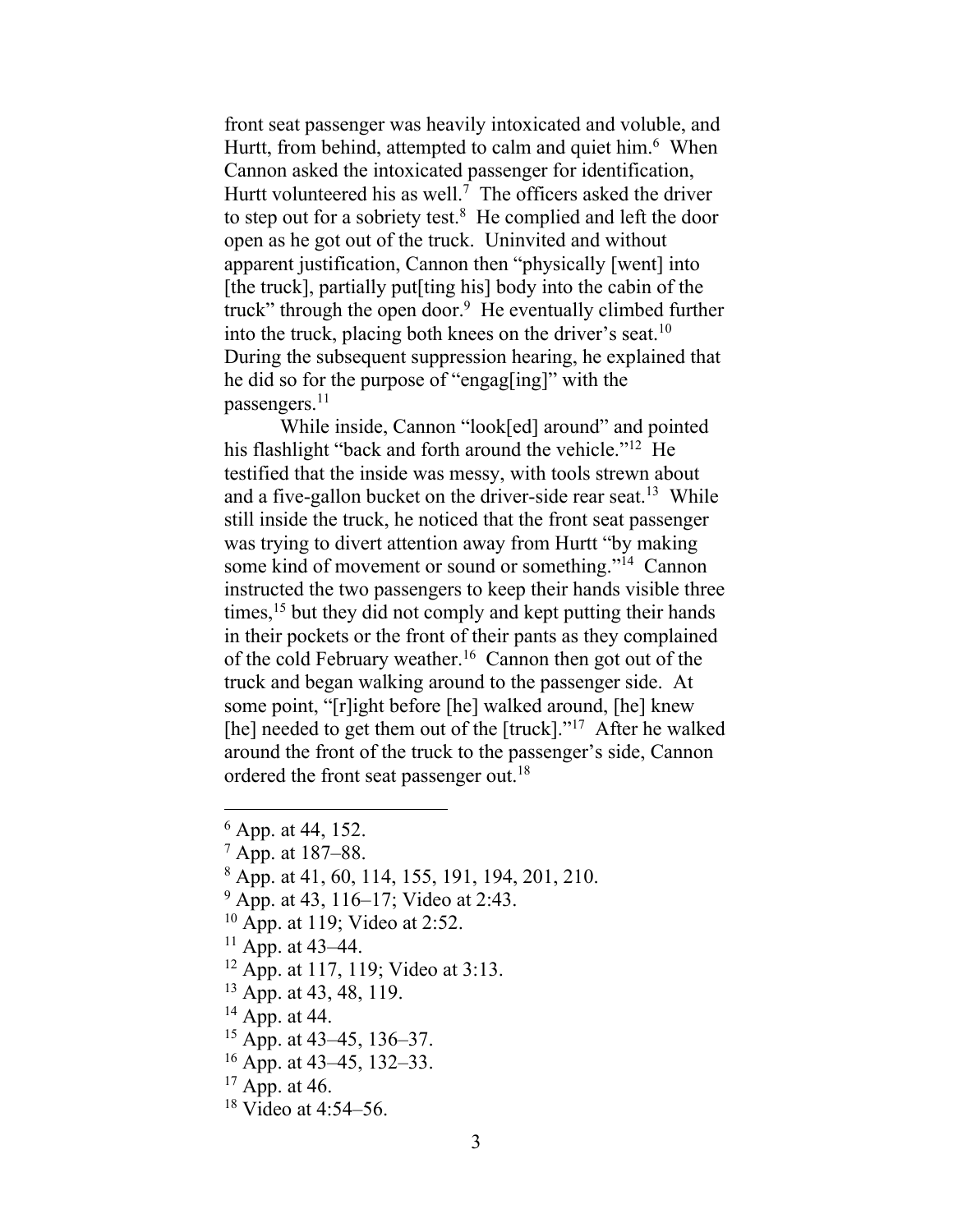front seat passenger was heavily intoxicated and voluble, and Hurtt, from behind, attempted to calm and quiet him.[6] When Cannon asked the intoxicated passenger for identification, Hurtt volunteered his as well.[7] The officers asked the driver to step out for a sobriety test.[8] He complied and left the door open as he got out of the truck. Uninvited and without apparent justification, Cannon then "physically [went] into [the truck], partially put[ting his] body into the cabin of the truck" through the open door.[9] He eventually climbed further into the truck, placing both knees on the driver's seat.[10] During the subsequent suppression hearing, he explained that he did so for the purpose of "engag[ing]" with the passengers.[11]

While inside, Cannon "look[ed] around" and pointed his flashlight "back and forth around the vehicle."[12] He testified that the inside was messy, with tools strewn about and a five-gallon bucket on the driver-side rear seat.[13] While still inside the truck, he noticed that the front seat passenger was trying to divert attention away from Hurtt "by making some kind of movement or sound or something."[14] Cannon instructed the two passengers to keep their hands visible three times,[15] but they did not comply and kept putting their hands in their pockets or the front of their pants as they complained of the cold February weather.[16] Cannon then got out of the truck and began walking around to the passenger side. At some point, "[r]ight before [he] walked around, [he] knew [he] needed to get them out of the [truck]."[17] After he walked around the front of the truck to the passenger's side, Cannon ordered the front seat passenger out.[18]

---

[6] App. at 44, 152.

[7] App. at 187–88.

[8] App. at 41, 60, 114, 155, 191, 194, 201, 210.

[9] App. at 43, 116–17; Video at 2:43.

[10] App. at 119; Video at 2:52.

[11] App. at 43–44.

[12] App. at 117, 119; Video at 3:13.

[13] App. at 43, 48, 119.

[14] App. at 44.

[15] App. at 43–45, 136–37.

[16] App. at 43–45, 132–33.

[17] App. at 46.

[18] Video at 4:54–56.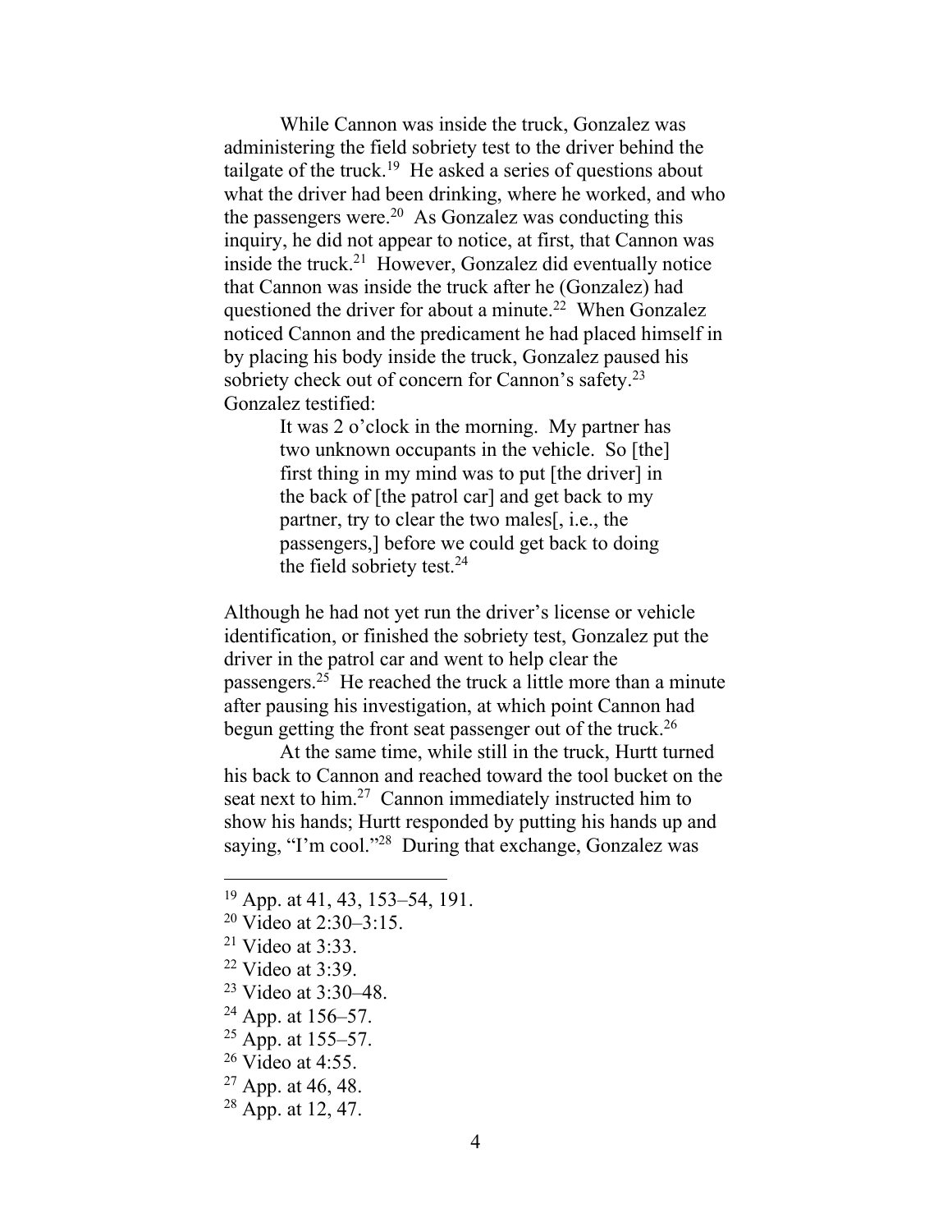While Cannon was inside the truck, Gonzalez was administering the field sobriety test to the driver behind the tailgate of the truck.[19] He asked a series of questions about what the driver had been drinking, where he worked, and who the passengers were.[20] As Gonzalez was conducting this inquiry, he did not appear to notice, at first, that Cannon was inside the truck.[21] However, Gonzalez did eventually notice that Cannon was inside the truck after he (Gonzalez) had questioned the driver for about a minute.[22] When Gonzalez noticed Cannon and the predicament he had placed himself in by placing his body inside the truck, Gonzalez paused his sobriety check out of concern for Cannon's safety.[23] Gonzalez testified:

> It was 2 o'clock in the morning. My partner has two unknown occupants in the vehicle. So [the] first thing in my mind was to put [the driver] in the back of [the patrol car] and get back to my partner, try to clear the two males[, i.e., the passengers,] before we could get back to doing the field sobriety test.[24]

Although he had not yet run the driver's license or vehicle identification, or finished the sobriety test, Gonzalez put the driver in the patrol car and went to help clear the passengers.[25] He reached the truck a little more than a minute after pausing his investigation, at which point Cannon had begun getting the front seat passenger out of the truck.[26]

At the same time, while still in the truck, Hurtt turned his back to Cannon and reached toward the tool bucket on the seat next to him.[27] Cannon immediately instructed him to show his hands; Hurtt responded by putting his hands up and saying, "I'm cool."[28] During that exchange, Gonzalez was

---

[19] App. at 41, 43, 153–54, 191.

[20] Video at 2:30–3:15.

[21] Video at 3:33.

[22] Video at 3:39.

[23] Video at 3:30–48.

[24] App. at 156–57.

[25] App. at 155–57.

[26] Video at 4:55.

[27] App. at 46, 48.

[28] App. at 12, 47.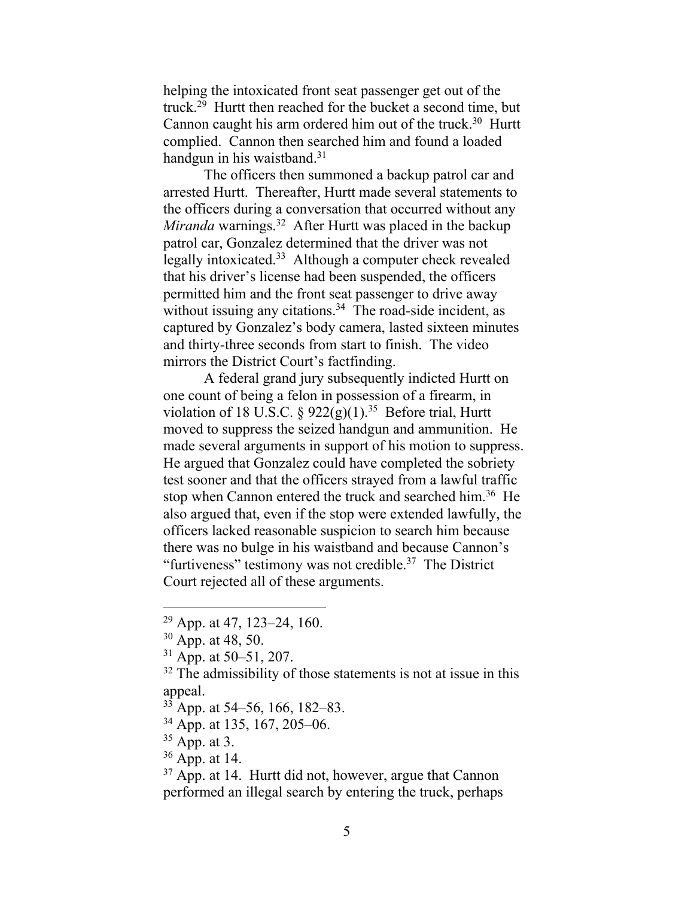helping the intoxicated front seat passenger get out of the truck.[29] Hurtt then reached for the bucket a second time, but Cannon caught his arm ordered him out of the truck.[30] Hurtt complied. Cannon then searched him and found a loaded handgun in his waistband.[31]

The officers then summoned a backup patrol car and arrested Hurtt. Thereafter, Hurtt made several statements to the officers during a conversation that occurred without any *Miranda* warnings.[32] After Hurtt was placed in the backup patrol car, Gonzalez determined that the driver was not legally intoxicated.[33] Although a computer check revealed that his driver's license had been suspended, the officers permitted him and the front seat passenger to drive away without issuing any citations.[34] The road-side incident, as captured by Gonzalez's body camera, lasted sixteen minutes and thirty-three seconds from start to finish. The video mirrors the District Court's factfinding.

A federal grand jury subsequently indicted Hurtt on one count of being a felon in possession of a firearm, in violation of 18 U.S.C. § 922(g)(1).[35] Before trial, Hurtt moved to suppress the seized handgun and ammunition. He made several arguments in support of his motion to suppress. He argued that Gonzalez could have completed the sobriety test sooner and that the officers strayed from a lawful traffic stop when Cannon entered the truck and searched him.[36] He also argued that, even if the stop were extended lawfully, the officers lacked reasonable suspicion to search him because there was no bulge in his waistband and because Cannon's "furtiveness" testimony was not credible.[37] The District Court rejected all of these arguments.

---

[29] App. at 47, 123–24, 160.

[30] App. at 48, 50.

[31] App. at 50–51, 207.

[32] The admissibility of those statements is not at issue in this appeal.

[33] App. at 54–56, 166, 182–83.

[34] App. at 135, 167, 205–06.

[35] App. at 3.

[36] App. at 14.

[37] App. at 14. Hurtt did not, however, argue that Cannon performed an illegal search by entering the truck, perhaps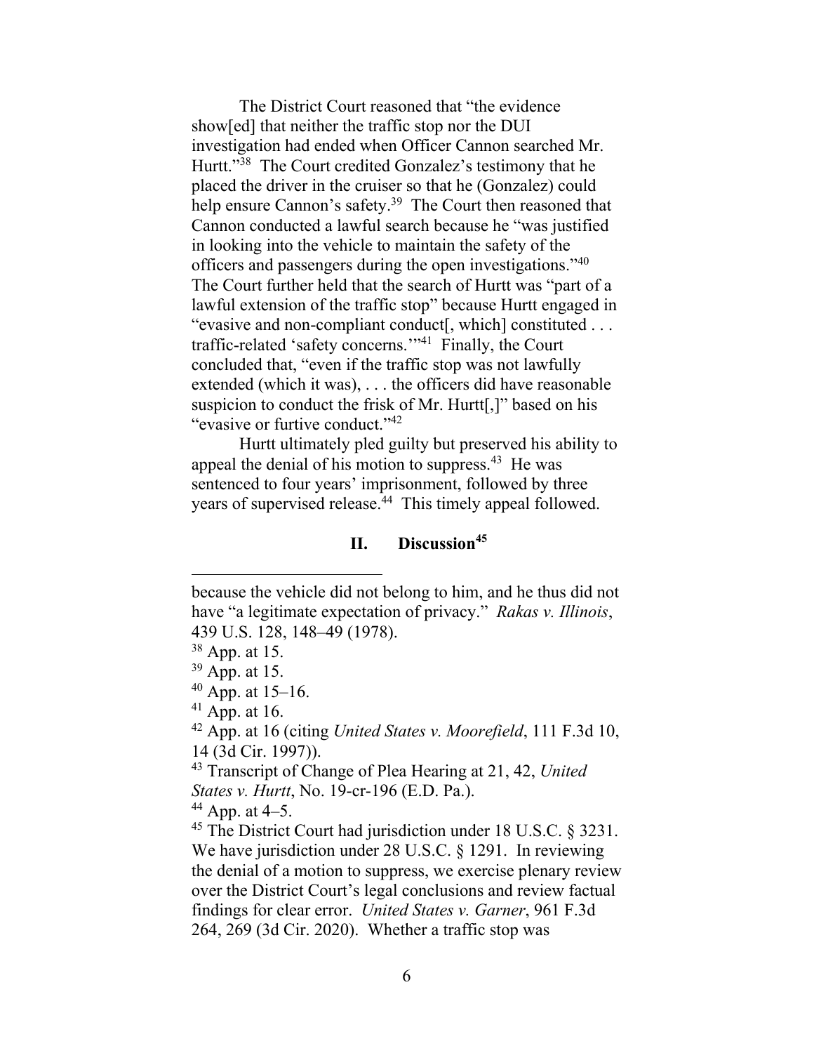The District Court reasoned that "the evidence show[ed] that neither the traffic stop nor the DUI investigation had ended when Officer Cannon searched Mr. Hurtt."[38] The Court credited Gonzalez's testimony that he placed the driver in the cruiser so that he (Gonzalez) could help ensure Cannon's safety.[39] The Court then reasoned that Cannon conducted a lawful search because he "was justified in looking into the vehicle to maintain the safety of the officers and passengers during the open investigations."[40] The Court further held that the search of Hurtt was "part of a lawful extension of the traffic stop" because Hurtt engaged in "evasive and non-compliant conduct[, which] constituted . . . traffic-related 'safety concerns.'"[41] Finally, the Court concluded that, "even if the traffic stop was not lawfully extended (which it was), . . . the officers did have reasonable suspicion to conduct the frisk of Mr. Hurtt[,]" based on his "evasive or furtive conduct."[42]

Hurtt ultimately pled guilty but preserved his ability to appeal the denial of his motion to suppress.[43] He was sentenced to four years' imprisonment, followed by three years of supervised release.[44] This timely appeal followed.

## II. Discussion[45]

---

because the vehicle did not belong to him, and he thus did not have "a legitimate expectation of privacy." *Rakas v. Illinois*, 439 U.S. 128, 148–49 (1978).

[38] App. at 15.

[39] App. at 15.

[40] App. at 15–16.

[41] App. at 16.

[42] App. at 16 (citing *United States v. Moorefield*, 111 F.3d 10, 14 (3d Cir. 1997)).

[43] Transcript of Change of Plea Hearing at 21, 42, *United States v. Hurtt*, No. 19-cr-196 (E.D. Pa.).

[44] App. at 4–5.

[45] The District Court had jurisdiction under 18 U.S.C. § 3231. We have jurisdiction under 28 U.S.C. § 1291. In reviewing the denial of a motion to suppress, we exercise plenary review over the District Court's legal conclusions and review factual findings for clear error. *United States v. Garner*, 961 F.3d 264, 269 (3d Cir. 2020). Whether a traffic stop was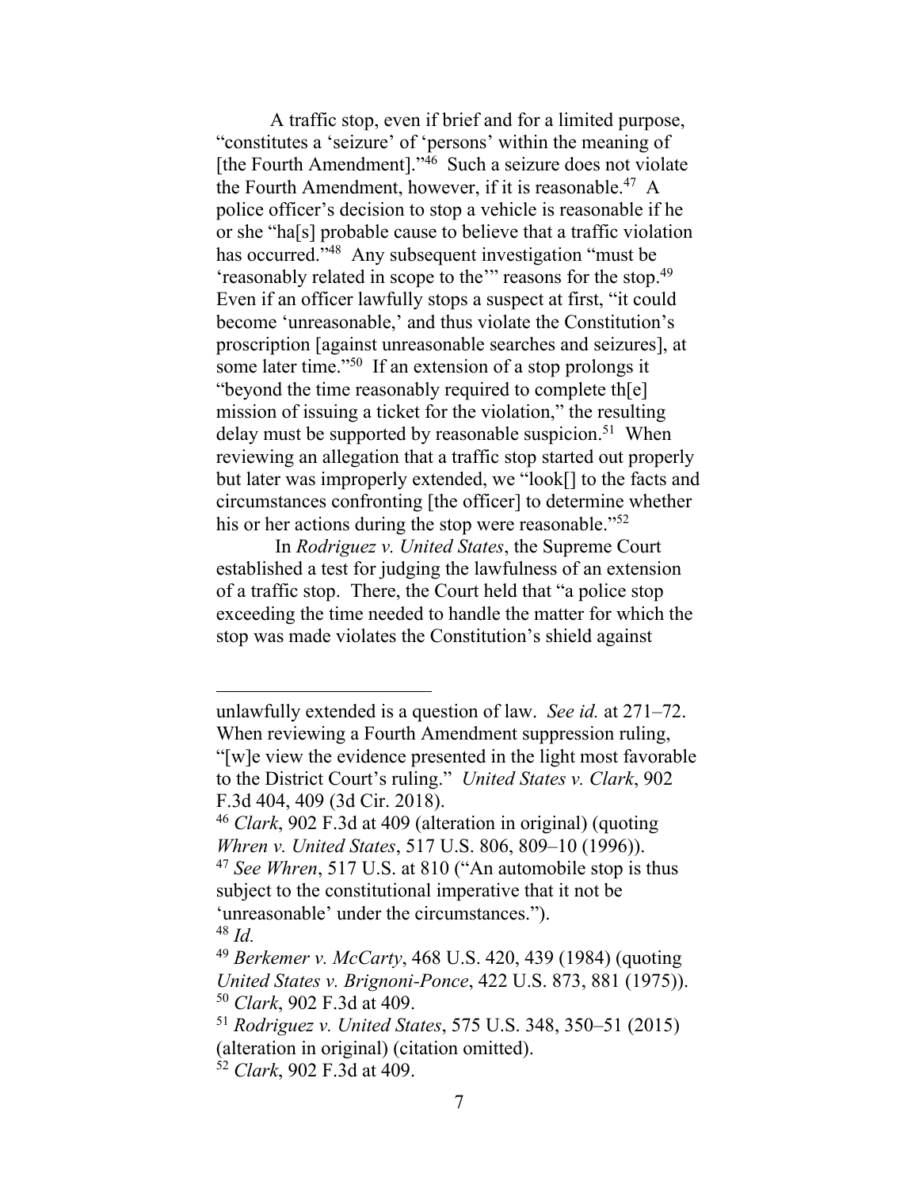A traffic stop, even if brief and for a limited purpose, "constitutes a 'seizure' of 'persons' within the meaning of [the Fourth Amendment]."[46] Such a seizure does not violate the Fourth Amendment, however, if it is reasonable.[47] A police officer's decision to stop a vehicle is reasonable if he or she "ha[s] probable cause to believe that a traffic violation has occurred."[48] Any subsequent investigation "must be 'reasonably related in scope to the'" reasons for the stop.[49] Even if an officer lawfully stops a suspect at first, "it could become 'unreasonable,' and thus violate the Constitution's proscription [against unreasonable searches and seizures], at some later time."[50] If an extension of a stop prolongs it "beyond the time reasonably required to complete th[e] mission of issuing a ticket for the violation," the resulting delay must be supported by reasonable suspicion.[51] When reviewing an allegation that a traffic stop started out properly but later was improperly extended, we "look[] to the facts and circumstances confronting [the officer] to determine whether his or her actions during the stop were reasonable."[52]

In *Rodriguez v. United States*, the Supreme Court established a test for judging the lawfulness of an extension of a traffic stop. There, the Court held that "a police stop exceeding the time needed to handle the matter for which the stop was made violates the Constitution's shield against

---

unlawfully extended is a question of law. *See id.* at 271–72. When reviewing a Fourth Amendment suppression ruling, "[w]e view the evidence presented in the light most favorable to the District Court's ruling." *United States v. Clark*, 902 F.3d 404, 409 (3d Cir. 2018).

[46] *Clark*, 902 F.3d at 409 (alteration in original) (quoting *Whren v. United States*, 517 U.S. 806, 809–10 (1996)).

[47] *See Whren*, 517 U.S. at 810 ("An automobile stop is thus subject to the constitutional imperative that it not be 'unreasonable' under the circumstances.").

[48] *Id.*

[49] *Berkemer v. McCarty*, 468 U.S. 420, 439 (1984) (quoting *United States v. Brignoni-Ponce*, 422 U.S. 873, 881 (1975)).

[50] *Clark*, 902 F.3d at 409.

[51] *Rodriguez v. United States*, 575 U.S. 348, 350–51 (2015) (alteration in original) (citation omitted).

[52] *Clark*, 902 F.3d at 409.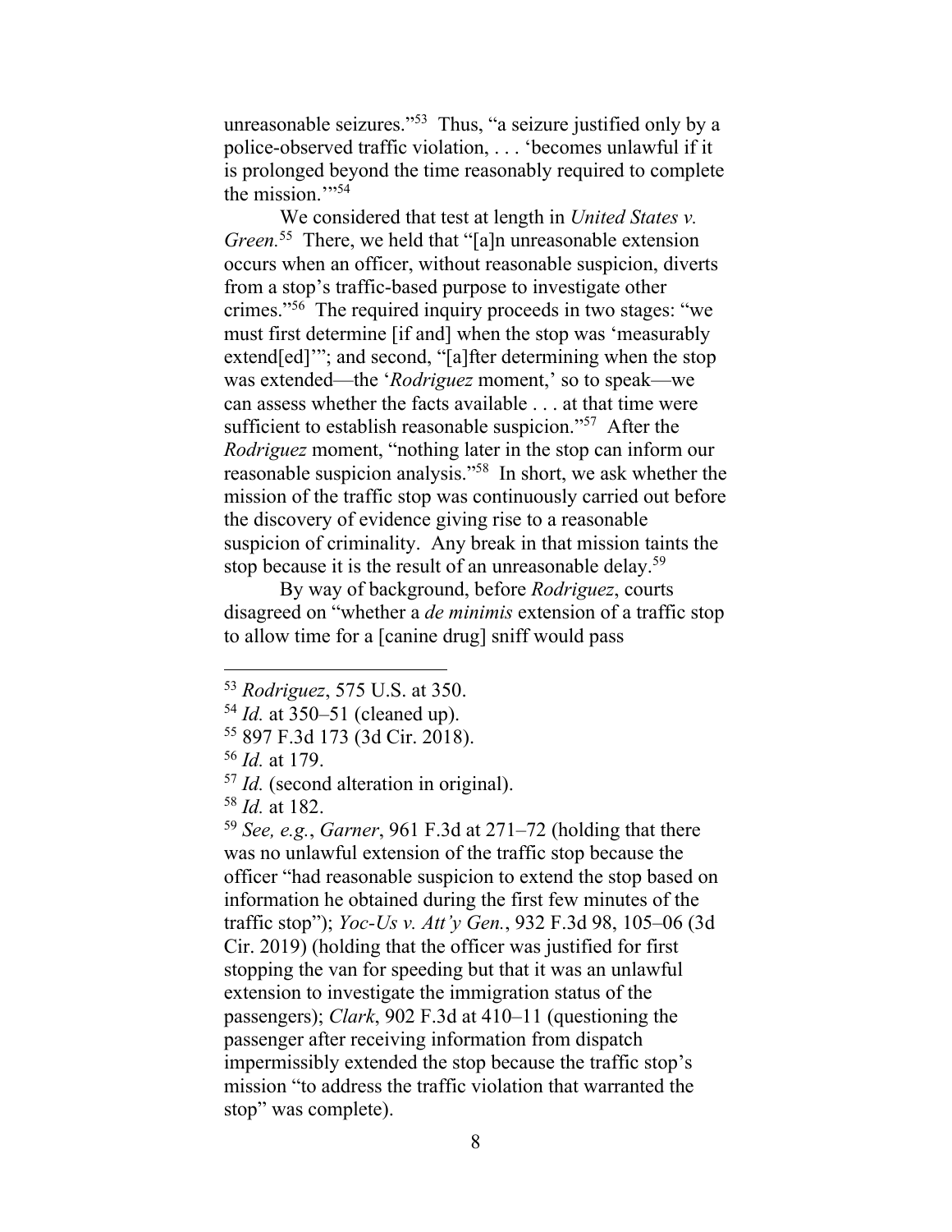unreasonable seizures."[53] Thus, "a seizure justified only by a police-observed traffic violation, . . . 'becomes unlawful if it is prolonged beyond the time reasonably required to complete the mission.'"[54]

We considered that test at length in *United States v. Green.*[55] There, we held that "[a]n unreasonable extension occurs when an officer, without reasonable suspicion, diverts from a stop's traffic-based purpose to investigate other crimes."[56] The required inquiry proceeds in two stages: "we must first determine [if and] when the stop was 'measurably extend[ed]'"; and second, "[a]fter determining when the stop was extended—the '*Rodriguez* moment,' so to speak—we can assess whether the facts available . . . at that time were sufficient to establish reasonable suspicion."[57] After the *Rodriguez* moment, "nothing later in the stop can inform our reasonable suspicion analysis."[58] In short, we ask whether the mission of the traffic stop was continuously carried out before the discovery of evidence giving rise to a reasonable suspicion of criminality. Any break in that mission taints the stop because it is the result of an unreasonable delay.[59]

By way of background, before *Rodriguez*, courts disagreed on "whether a *de minimis* extension of a traffic stop to allow time for a [canine drug] sniff would pass

---

[53] *Rodriguez*, 575 U.S. at 350.

[54] *Id.* at 350–51 (cleaned up).

[55] 897 F.3d 173 (3d Cir. 2018).

[56] *Id.* at 179.

[57] *Id.* (second alteration in original).

[58] *Id.* at 182.

[59] *See, e.g.*, *Garner*, 961 F.3d at 271–72 (holding that there was no unlawful extension of the traffic stop because the officer "had reasonable suspicion to extend the stop based on information he obtained during the first few minutes of the traffic stop"); *Yoc-Us v. Att'y Gen.*, 932 F.3d 98, 105–06 (3d Cir. 2019) (holding that the officer was justified for first stopping the van for speeding but that it was an unlawful extension to investigate the immigration status of the passengers); *Clark*, 902 F.3d at 410–11 (questioning the passenger after receiving information from dispatch impermissibly extended the stop because the traffic stop's mission "to address the traffic violation that warranted the stop" was complete).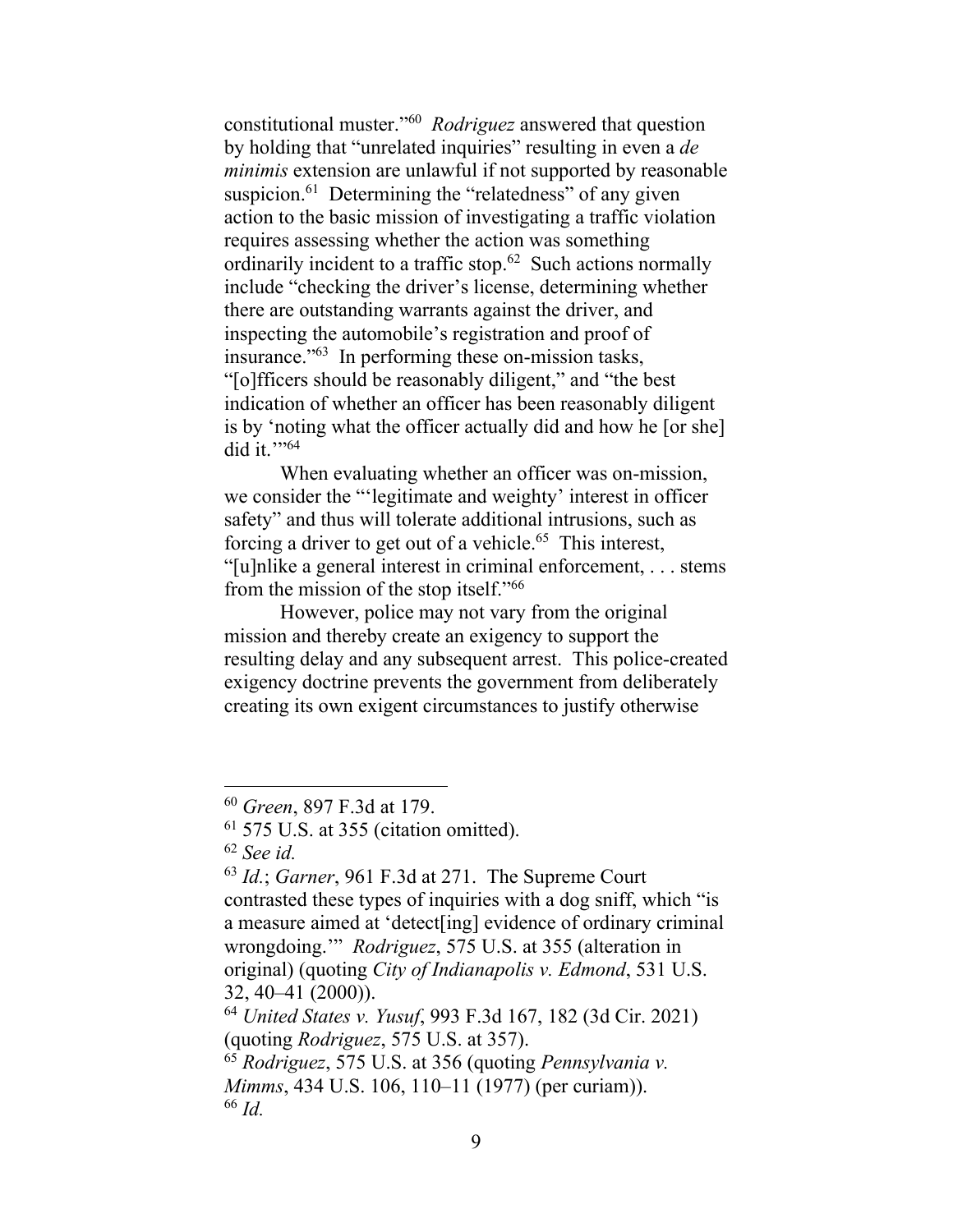constitutional muster."[60] *Rodriguez* answered that question by holding that "unrelated inquiries" resulting in even a *de minimis* extension are unlawful if not supported by reasonable suspicion.[61] Determining the "relatedness" of any given action to the basic mission of investigating a traffic violation requires assessing whether the action was something ordinarily incident to a traffic stop.[62] Such actions normally include "checking the driver's license, determining whether there are outstanding warrants against the driver, and inspecting the automobile's registration and proof of insurance."[63] In performing these on-mission tasks, "[o]fficers should be reasonably diligent," and "the best indication of whether an officer has been reasonably diligent is by 'noting what the officer actually did and how he [or she] did it.'"[64]

When evaluating whether an officer was on-mission, we consider the "'legitimate and weighty' interest in officer safety" and thus will tolerate additional intrusions, such as forcing a driver to get out of a vehicle.[65] This interest, "[u]nlike a general interest in criminal enforcement, . . . stems from the mission of the stop itself."[66]

However, police may not vary from the original mission and thereby create an exigency to support the resulting delay and any subsequent arrest. This police-created exigency doctrine prevents the government from deliberately creating its own exigent circumstances to justify otherwise

---

[60] *Green*, 897 F.3d at 179.

[61] 575 U.S. at 355 (citation omitted).

[62] *See id.*

[63] *Id.*; *Garner*, 961 F.3d at 271. The Supreme Court contrasted these types of inquiries with a dog sniff, which "is a measure aimed at 'detect[ing] evidence of ordinary criminal wrongdoing.'" *Rodriguez*, 575 U.S. at 355 (alteration in original) (quoting *City of Indianapolis v. Edmond*, 531 U.S. 32, 40–41 (2000)).

[64] *United States v. Yusuf*, 993 F.3d 167, 182 (3d Cir. 2021) (quoting *Rodriguez*, 575 U.S. at 357).

[65] *Rodriguez*, 575 U.S. at 356 (quoting *Pennsylvania v. Mimms*, 434 U.S. 106, 110–11 (1977) (per curiam)).

[66] *Id.*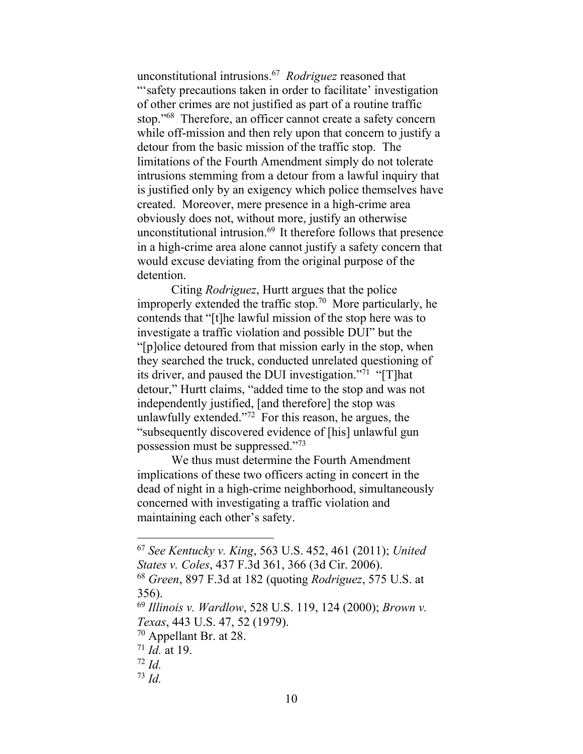unconstitutional intrusions.[67] *Rodriguez* reasoned that "'safety precautions taken in order to facilitate' investigation of other crimes are not justified as part of a routine traffic stop."[68] Therefore, an officer cannot create a safety concern while off-mission and then rely upon that concern to justify a detour from the basic mission of the traffic stop. The limitations of the Fourth Amendment simply do not tolerate intrusions stemming from a detour from a lawful inquiry that is justified only by an exigency which police themselves have created. Moreover, mere presence in a high-crime area obviously does not, without more, justify an otherwise unconstitutional intrusion.[69] It therefore follows that presence in a high-crime area alone cannot justify a safety concern that would excuse deviating from the original purpose of the detention.

Citing *Rodriguez*, Hurtt argues that the police improperly extended the traffic stop.[70] More particularly, he contends that "[t]he lawful mission of the stop here was to investigate a traffic violation and possible DUI" but the "[p]olice detoured from that mission early in the stop, when they searched the truck, conducted unrelated questioning of its driver, and paused the DUI investigation."[71] "[T]hat detour," Hurtt claims, "added time to the stop and was not independently justified, [and therefore] the stop was unlawfully extended."[72] For this reason, he argues, the "subsequently discovered evidence of [his] unlawful gun possession must be suppressed."[73]

We thus must determine the Fourth Amendment implications of these two officers acting in concert in the dead of night in a high-crime neighborhood, simultaneously concerned with investigating a traffic violation and maintaining each other's safety.

---

[67] *See Kentucky v. King*, 563 U.S. 452, 461 (2011); *United States v. Coles*, 437 F.3d 361, 366 (3d Cir. 2006).

[68] *Green*, 897 F.3d at 182 (quoting *Rodriguez*, 575 U.S. at 356).

[69] *Illinois v. Wardlow*, 528 U.S. 119, 124 (2000); *Brown v. Texas*, 443 U.S. 47, 52 (1979).

[70] Appellant Br. at 28.

[71] *Id.* at 19.

[72] *Id.*

[73] *Id.*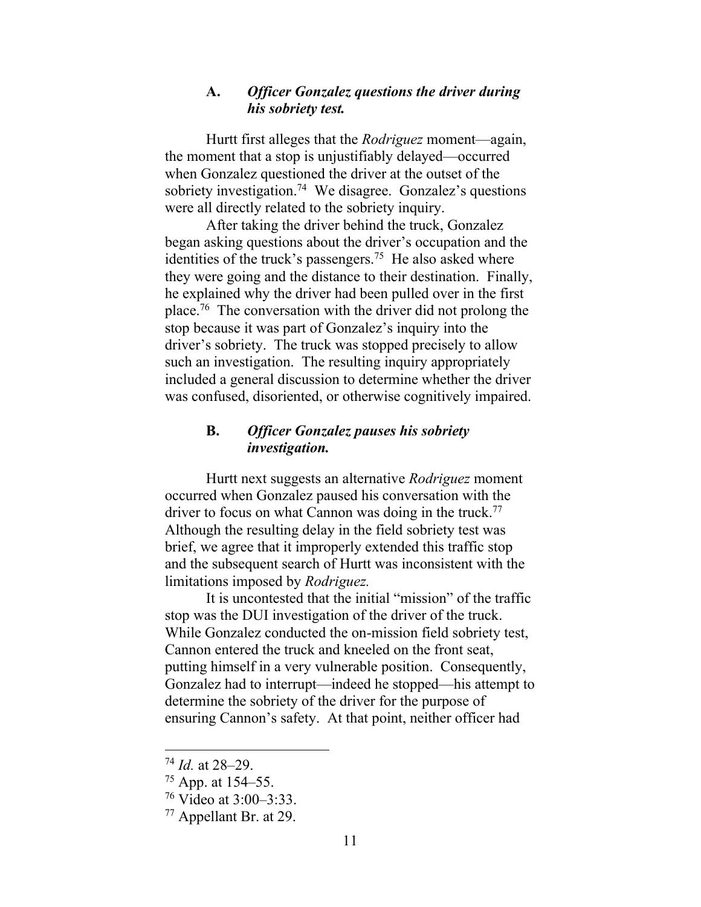### A. *Officer Gonzalez questions the driver during his sobriety test.*

Hurtt first alleges that the *Rodriguez* moment—again, the moment that a stop is unjustifiably delayed—occurred when Gonzalez questioned the driver at the outset of the sobriety investigation.[74] We disagree. Gonzalez's questions were all directly related to the sobriety inquiry.

After taking the driver behind the truck, Gonzalez began asking questions about the driver's occupation and the identities of the truck's passengers.[75] He also asked where they were going and the distance to their destination. Finally, he explained why the driver had been pulled over in the first place.[76] The conversation with the driver did not prolong the stop because it was part of Gonzalez's inquiry into the driver's sobriety. The truck was stopped precisely to allow such an investigation. The resulting inquiry appropriately included a general discussion to determine whether the driver was confused, disoriented, or otherwise cognitively impaired.

### B. *Officer Gonzalez pauses his sobriety investigation.*

Hurtt next suggests an alternative *Rodriguez* moment occurred when Gonzalez paused his conversation with the driver to focus on what Cannon was doing in the truck.[77] Although the resulting delay in the field sobriety test was brief, we agree that it improperly extended this traffic stop and the subsequent search of Hurtt was inconsistent with the limitations imposed by *Rodriguez.*

It is uncontested that the initial "mission" of the traffic stop was the DUI investigation of the driver of the truck. While Gonzalez conducted the on-mission field sobriety test, Cannon entered the truck and kneeled on the front seat, putting himself in a very vulnerable position. Consequently, Gonzalez had to interrupt—indeed he stopped—his attempt to determine the sobriety of the driver for the purpose of ensuring Cannon's safety. At that point, neither officer had

---

[74] *Id.* at 28–29.

[75] App. at 154–55.

[76] Video at 3:00–3:33.

[77] Appellant Br. at 29.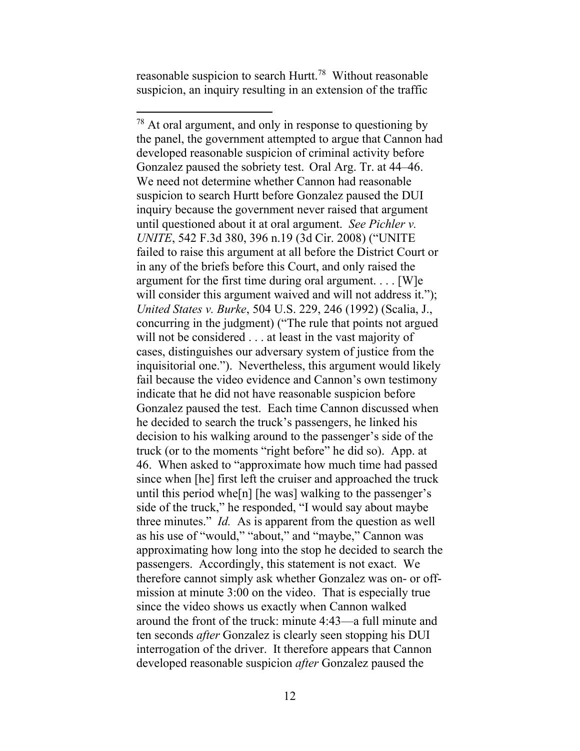reasonable suspicion to search Hurtt.[78] Without reasonable suspicion, an inquiry resulting in an extension of the traffic

---

[78] At oral argument, and only in response to questioning by the panel, the government attempted to argue that Cannon had developed reasonable suspicion of criminal activity before Gonzalez paused the sobriety test. Oral Arg. Tr. at 44–46. We need not determine whether Cannon had reasonable suspicion to search Hurtt before Gonzalez paused the DUI inquiry because the government never raised that argument until questioned about it at oral argument. *See Pichler v. UNITE*, 542 F.3d 380, 396 n.19 (3d Cir. 2008) ("UNITE failed to raise this argument at all before the District Court or in any of the briefs before this Court, and only raised the argument for the first time during oral argument. . . . [W]e will consider this argument waived and will not address it."); *United States v. Burke*, 504 U.S. 229, 246 (1992) (Scalia, J., concurring in the judgment) ("The rule that points not argued will not be considered . . . at least in the vast majority of cases, distinguishes our adversary system of justice from the inquisitorial one."). Nevertheless, this argument would likely fail because the video evidence and Cannon's own testimony indicate that he did not have reasonable suspicion before Gonzalez paused the test. Each time Cannon discussed when he decided to search the truck's passengers, he linked his decision to his walking around to the passenger's side of the truck (or to the moments "right before" he did so). App. at 46. When asked to "approximate how much time had passed since when [he] first left the cruiser and approached the truck until this period whe[n] [he was] walking to the passenger's side of the truck," he responded, "I would say about maybe three minutes." *Id.* As is apparent from the question as well as his use of "would," "about," and "maybe," Cannon was approximating how long into the stop he decided to search the passengers. Accordingly, this statement is not exact. We therefore cannot simply ask whether Gonzalez was on- or off-mission at minute 3:00 on the video. That is especially true since the video shows us exactly when Cannon walked around the front of the truck: minute 4:43—a full minute and ten seconds *after* Gonzalez is clearly seen stopping his DUI interrogation of the driver. It therefore appears that Cannon developed reasonable suspicion *after* Gonzalez paused the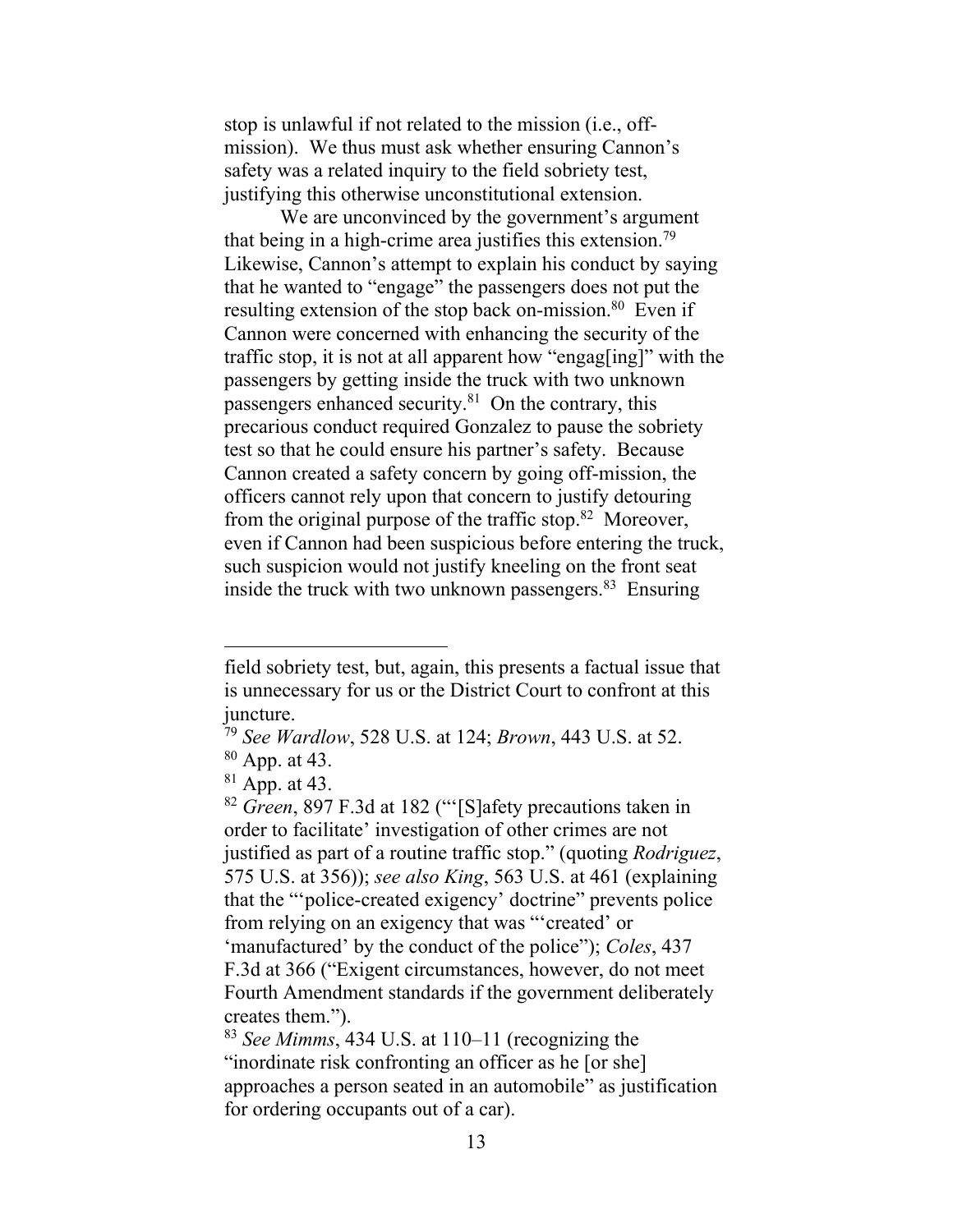stop is unlawful if not related to the mission (i.e., off-mission). We thus must ask whether ensuring Cannon's safety was a related inquiry to the field sobriety test, justifying this otherwise unconstitutional extension.

We are unconvinced by the government's argument that being in a high-crime area justifies this extension.[79] Likewise, Cannon's attempt to explain his conduct by saying that he wanted to "engage" the passengers does not put the resulting extension of the stop back on-mission.[80] Even if Cannon were concerned with enhancing the security of the traffic stop, it is not at all apparent how "engag[ing]" with the passengers by getting inside the truck with two unknown passengers enhanced security.[81] On the contrary, this precarious conduct required Gonzalez to pause the sobriety test so that he could ensure his partner's safety. Because Cannon created a safety concern by going off-mission, the officers cannot rely upon that concern to justify detouring from the original purpose of the traffic stop.[82] Moreover, even if Cannon had been suspicious before entering the truck, such suspicion would not justify kneeling on the front seat inside the truck with two unknown passengers.[83] Ensuring

---

field sobriety test, but, again, this presents a factual issue that is unnecessary for us or the District Court to confront at this juncture.

[79] *See Wardlow*, 528 U.S. at 124; *Brown*, 443 U.S. at 52.

[80] App. at 43.

[81] App. at 43.

[82] *Green*, 897 F.3d at 182 ("'[S]afety precautions taken in order to facilitate' investigation of other crimes are not justified as part of a routine traffic stop." (quoting *Rodriguez*, 575 U.S. at 356)); *see also King*, 563 U.S. at 461 (explaining that the "'police-created exigency' doctrine" prevents police from relying on an exigency that was "'created' or 'manufactured' by the conduct of the police"); *Coles*, 437 F.3d at 366 ("Exigent circumstances, however, do not meet Fourth Amendment standards if the government deliberately creates them.").

[83] *See Mimms*, 434 U.S. at 110–11 (recognizing the "inordinate risk confronting an officer as he [or she] approaches a person seated in an automobile" as justification for ordering occupants out of a car).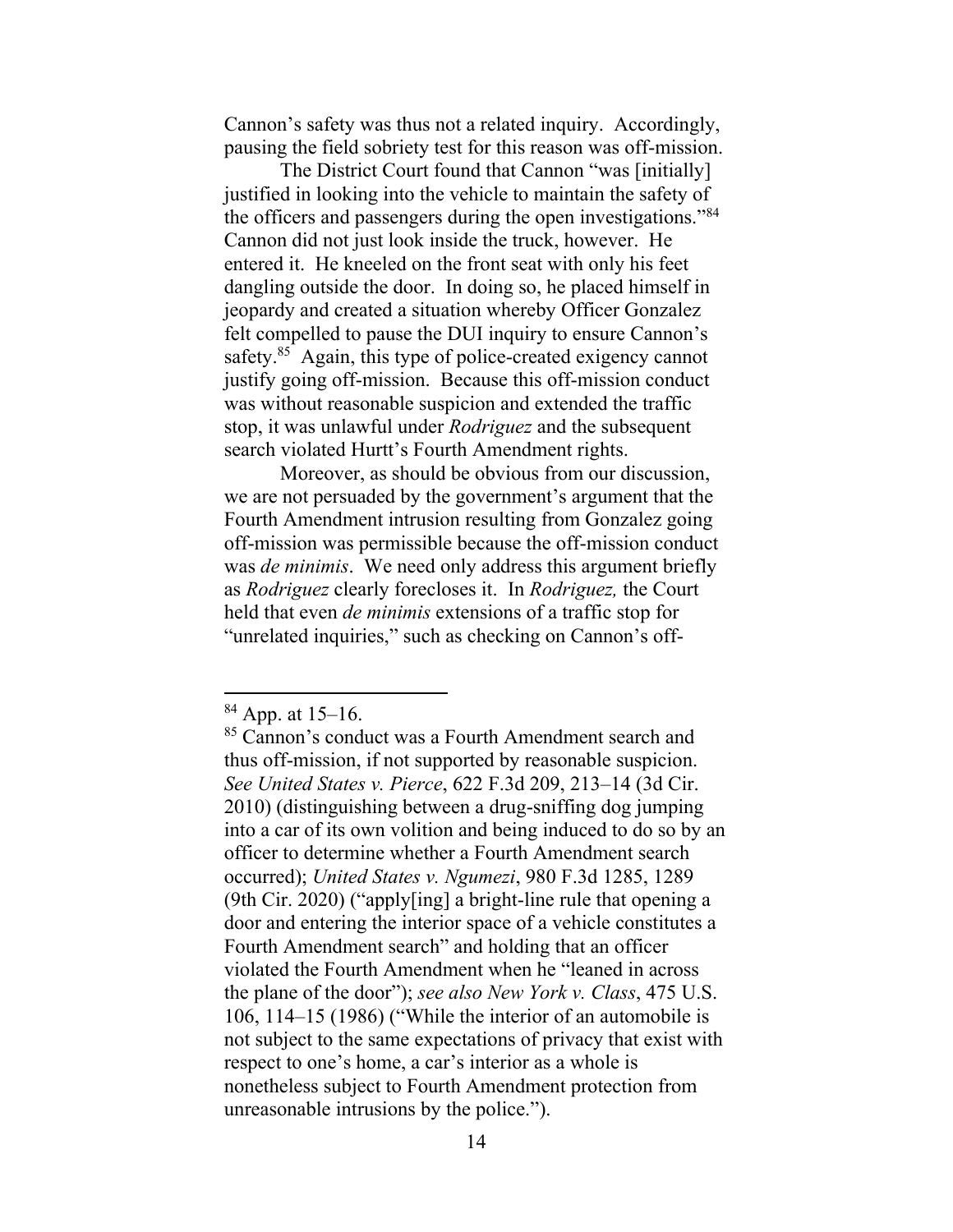Cannon's safety was thus not a related inquiry. Accordingly, pausing the field sobriety test for this reason was off-mission.

The District Court found that Cannon "was [initially] justified in looking into the vehicle to maintain the safety of the officers and passengers during the open investigations."[84] Cannon did not just look inside the truck, however. He entered it. He kneeled on the front seat with only his feet dangling outside the door. In doing so, he placed himself in jeopardy and created a situation whereby Officer Gonzalez felt compelled to pause the DUI inquiry to ensure Cannon's safety.[85] Again, this type of police-created exigency cannot justify going off-mission. Because this off-mission conduct was without reasonable suspicion and extended the traffic stop, it was unlawful under *Rodriguez* and the subsequent search violated Hurtt's Fourth Amendment rights.

Moreover, as should be obvious from our discussion, we are not persuaded by the government's argument that the Fourth Amendment intrusion resulting from Gonzalez going off-mission was permissible because the off-mission conduct was *de minimis*. We need only address this argument briefly as *Rodriguez* clearly forecloses it. In *Rodriguez,* the Court held that even *de minimis* extensions of a traffic stop for "unrelated inquiries," such as checking on Cannon's off-

---

[84] App. at 15–16.

[85] Cannon's conduct was a Fourth Amendment search and thus off-mission, if not supported by reasonable suspicion. *See United States v. Pierce*, 622 F.3d 209, 213–14 (3d Cir. 2010) (distinguishing between a drug-sniffing dog jumping into a car of its own volition and being induced to do so by an officer to determine whether a Fourth Amendment search occurred); *United States v. Ngumezi*, 980 F.3d 1285, 1289 (9th Cir. 2020) ("apply[ing] a bright-line rule that opening a door and entering the interior space of a vehicle constitutes a Fourth Amendment search" and holding that an officer violated the Fourth Amendment when he "leaned in across the plane of the door"); *see also New York v. Class*, 475 U.S. 106, 114–15 (1986) ("While the interior of an automobile is not subject to the same expectations of privacy that exist with respect to one's home, a car's interior as a whole is nonetheless subject to Fourth Amendment protection from unreasonable intrusions by the police.").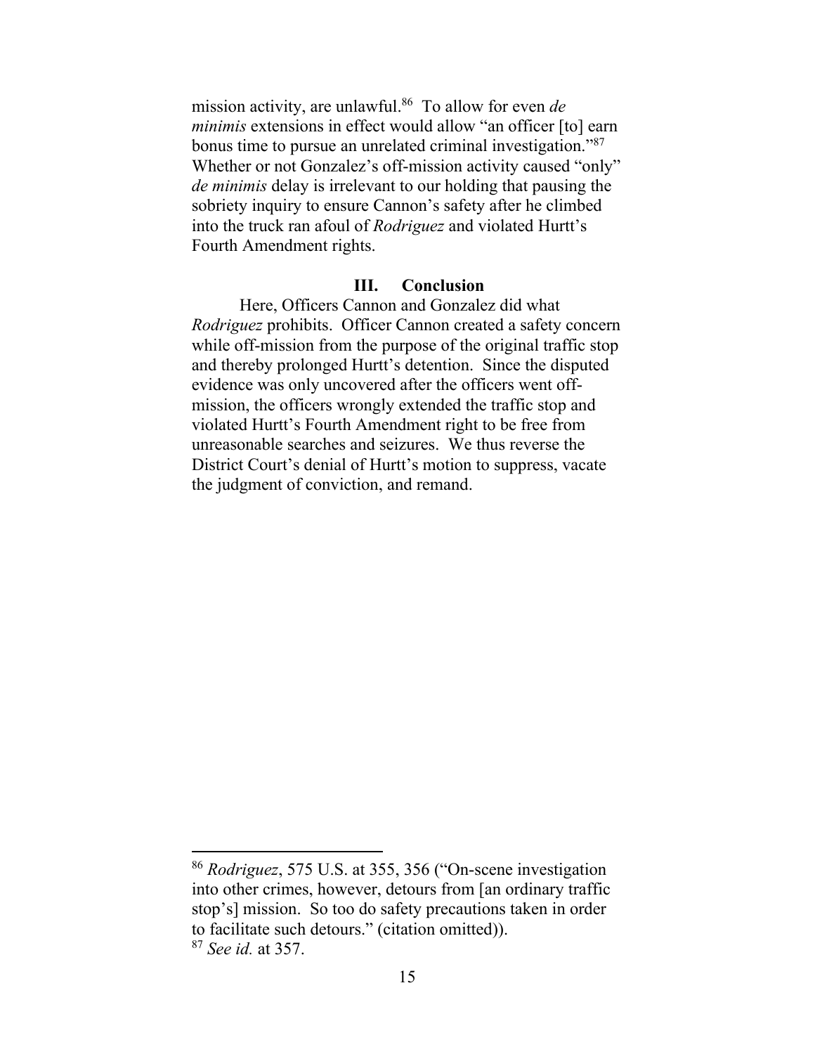mission activity, are unlawful.[86] To allow for even *de minimis* extensions in effect would allow "an officer [to] earn bonus time to pursue an unrelated criminal investigation."[87] Whether or not Gonzalez's off-mission activity caused "only" *de minimis* delay is irrelevant to our holding that pausing the sobriety inquiry to ensure Cannon's safety after he climbed into the truck ran afoul of *Rodriguez* and violated Hurtt's Fourth Amendment rights.

## III. Conclusion

Here, Officers Cannon and Gonzalez did what *Rodriguez* prohibits. Officer Cannon created a safety concern while off-mission from the purpose of the original traffic stop and thereby prolonged Hurtt's detention. Since the disputed evidence was only uncovered after the officers went off-mission, the officers wrongly extended the traffic stop and violated Hurtt's Fourth Amendment right to be free from unreasonable searches and seizures. We thus reverse the District Court's denial of Hurtt's motion to suppress, vacate the judgment of conviction, and remand.

---

[86] *Rodriguez*, 575 U.S. at 355, 356 ("On-scene investigation into other crimes, however, detours from [an ordinary traffic stop's] mission. So too do safety precautions taken in order to facilitate such detours." (citation omitted)).

[87] *See id.* at 357.